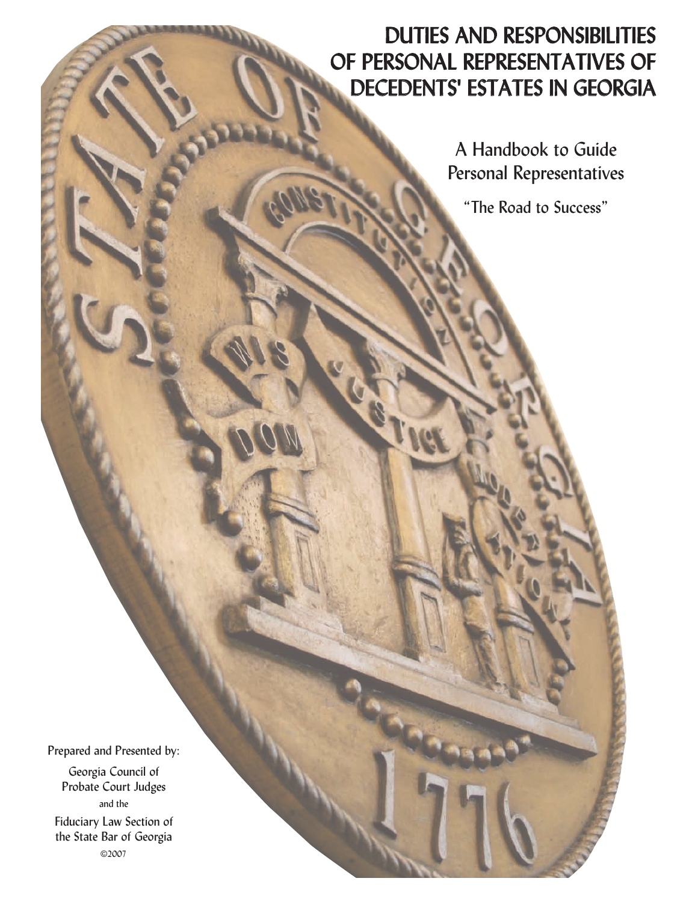# DUTIES AND RESPONSIBILITIES OF PERSONAL REPRESENTATIVES OF DECEDENTS' ESTATES IN GEORGIA

## A Handbook to Guide Personal Representatives

"The Road to Success"

Prepared and Presented by:

Georgia Council of Probate Court Judges

and the

Fiduciary Law Section of the State Bar of Georgia

©2007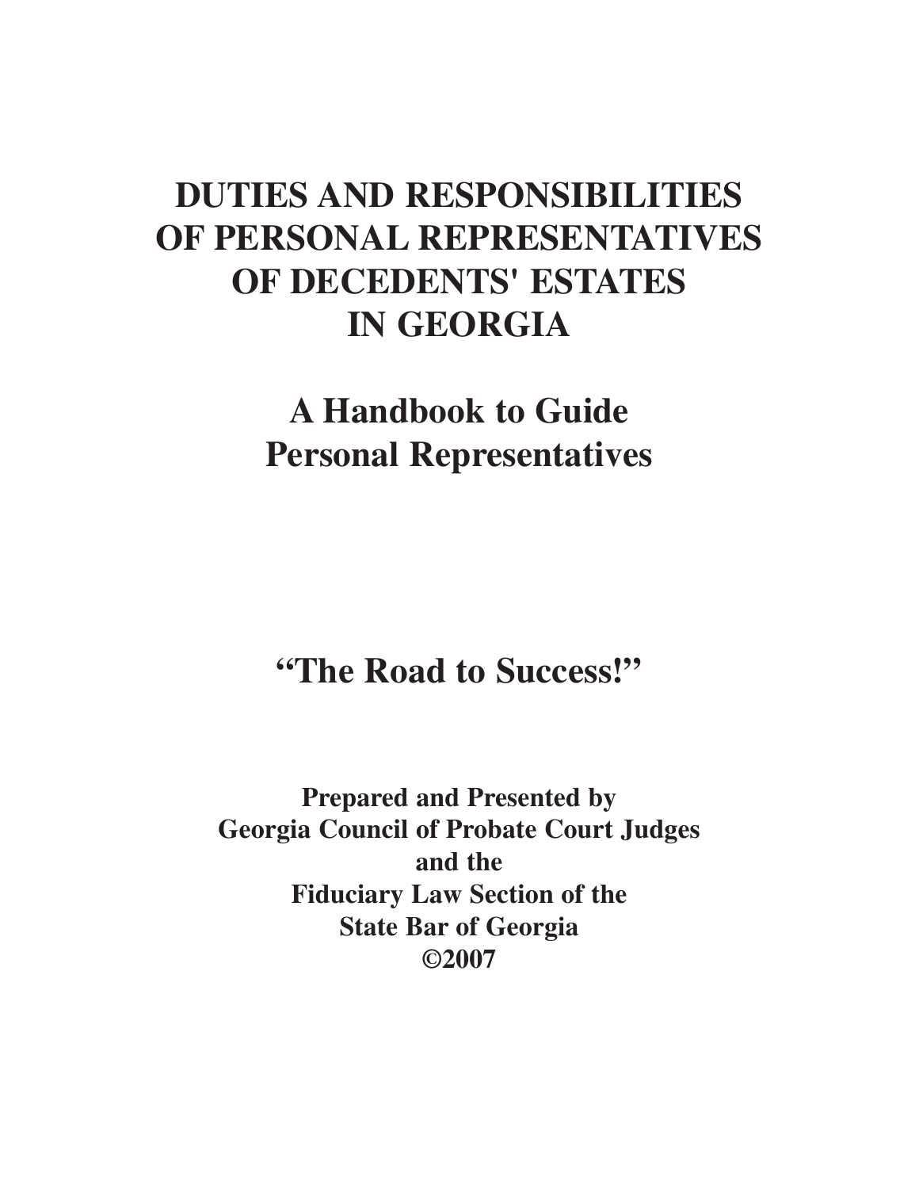# DUTIES AND RESPONSIBILITIES OF PERSONAL REPRESENTATIVES OF DECEDENTS' ESTATES IN GEORGIA

## A Handbook to Guide Personal Representatives

## "The Road to Success!"

**Prepared and Presented by**
**Georgia Council of Probate Court Judges**
**and the**
**Fiduciary Law Section of the**
**State Bar of Georgia**
**©2007**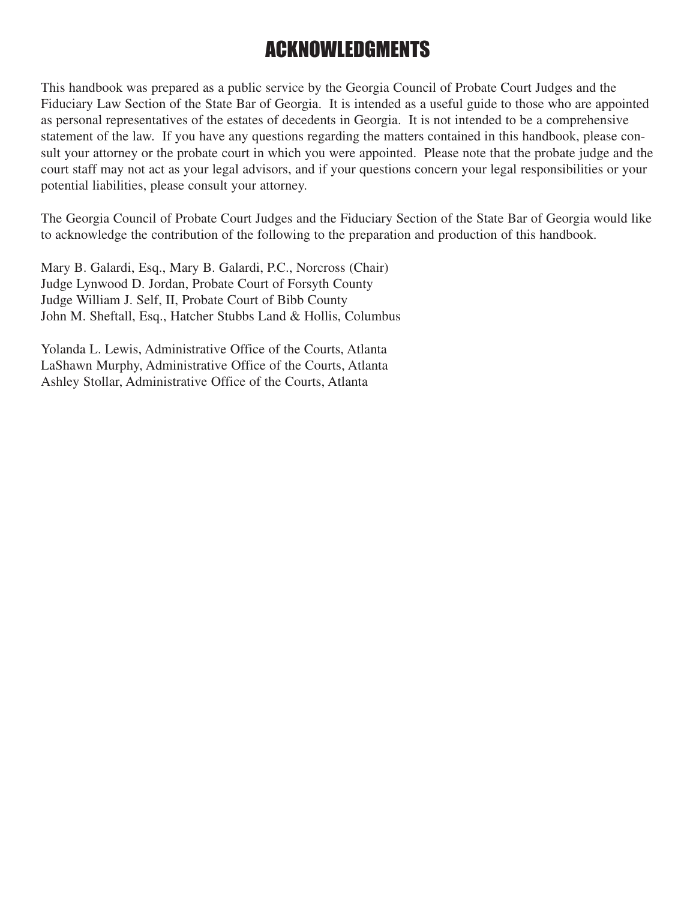# ACKNOWLEDGMENTS

This handbook was prepared as a public service by the Georgia Council of Probate Court Judges and the Fiduciary Law Section of the State Bar of Georgia. It is intended as a useful guide to those who are appointed as personal representatives of the estates of decedents in Georgia. It is not intended to be a comprehensive statement of the law. If you have any questions regarding the matters contained in this handbook, please consult your attorney or the probate court in which you were appointed. Please note that the probate judge and the court staff may not act as your legal advisors, and if your questions concern your legal responsibilities or your potential liabilities, please consult your attorney.

The Georgia Council of Probate Court Judges and the Fiduciary Section of the State Bar of Georgia would like to acknowledge the contribution of the following to the preparation and production of this handbook.

Mary B. Galardi, Esq., Mary B. Galardi, P.C., Norcross (Chair)
Judge Lynwood D. Jordan, Probate Court of Forsyth County
Judge William J. Self, II, Probate Court of Bibb County
John M. Sheftall, Esq., Hatcher Stubbs Land & Hollis, Columbus

Yolanda L. Lewis, Administrative Office of the Courts, Atlanta
LaShawn Murphy, Administrative Office of the Courts, Atlanta
Ashley Stollar, Administrative Office of the Courts, Atlanta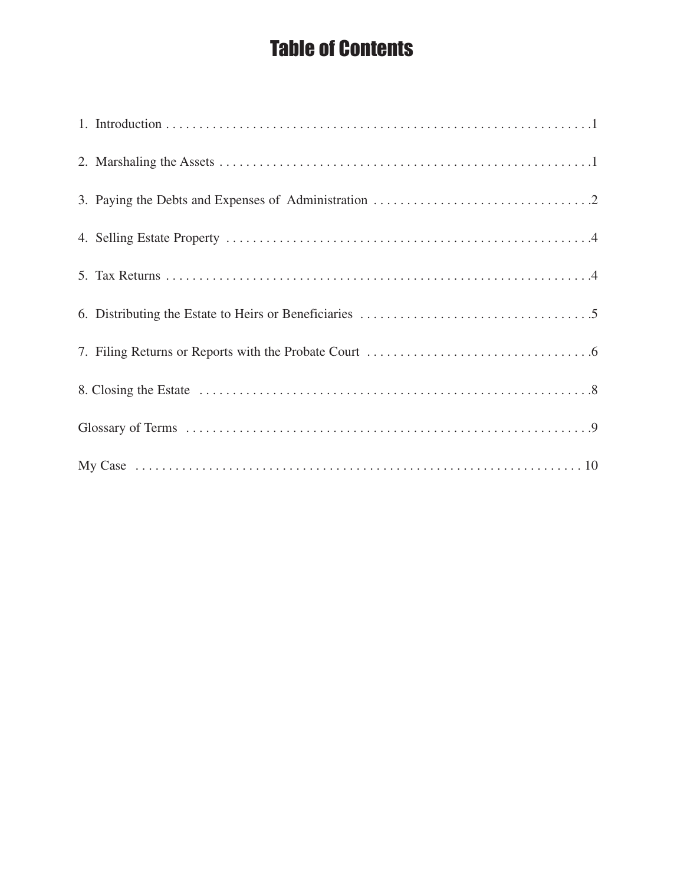# Table of Contents

1. Introduction . . . . . . . . . . 1
2. Marshaling the Assets . . . . . . . . . . 1
3. Paying the Debts and Expenses of Administration . . . . . . . . . . 2
4. Selling Estate Property . . . . . . . . . . 4
5. Tax Returns . . . . . . . . . . 4
6. Distributing the Estate to Heirs or Beneficiaries . . . . . . . . . . 5
7. Filing Returns or Reports with the Probate Court . . . . . . . . . . 6
8. Closing the Estate . . . . . . . . . . 8

Glossary of Terms . . . . . . . . . . 9

My Case . . . . . . . . . . 10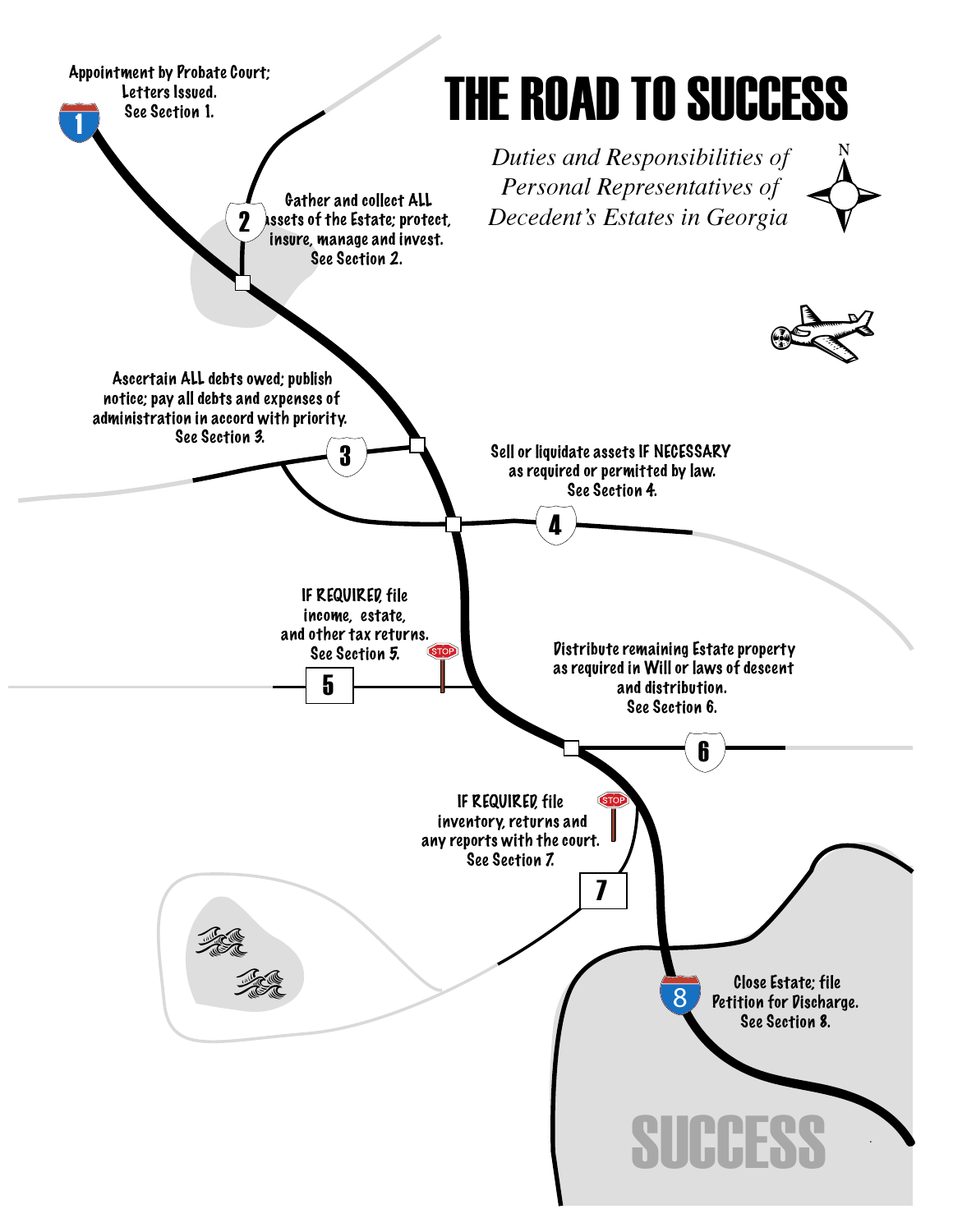# THE ROAD TO SUCCESS

*Duties and Responsibilities of Personal Representatives of Decedent's Estates in Georgia*

1. Appointment by Probate Court; Letters Issued. See Section 1.

2. Gather and collect ALL assets of the Estate; protect, insure, manage and invest. See Section 2.

3. Ascertain ALL debts owed; publish notice; pay all debts and expenses of administration in accord with priority. See Section 3.

4. Sell or liquidate assets IF NECESSARY as required or permitted by law. See Section 4.

5. IF REQUIRED, file income, estate, and other tax returns. See Section 5.

6. Distribute remaining Estate property as required in Will or laws of descent and distribution. See Section 6.

7. IF REQUIRED, file inventory, returns and any reports with the court. See Section 7.

8. Close Estate; file Petition for Discharge. See Section 8.

SUCCESS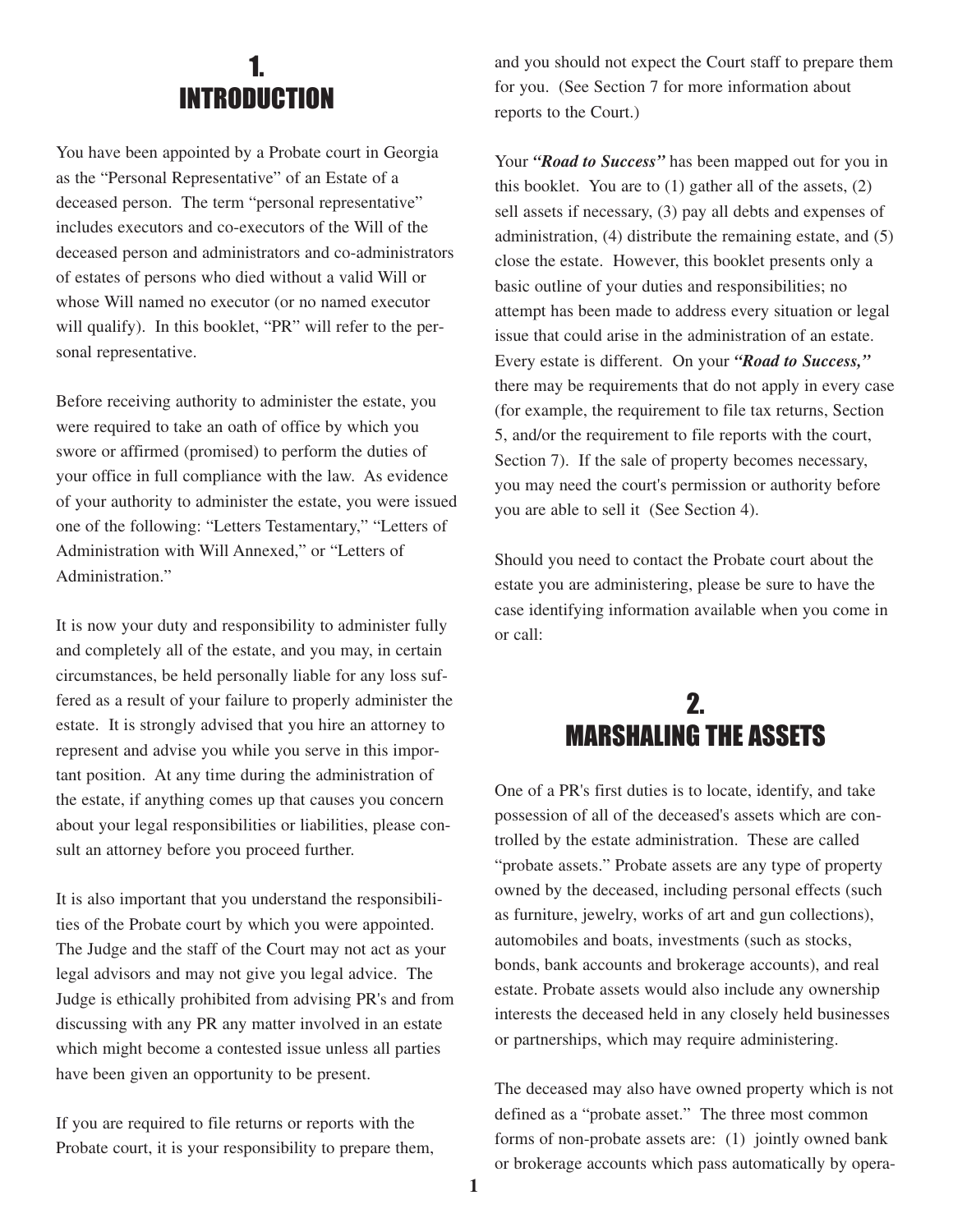# 1. INTRODUCTION

You have been appointed by a Probate court in Georgia as the "Personal Representative" of an Estate of a deceased person. The term "personal representative" includes executors and co-executors of the Will of the deceased person and administrators and co-administrators of estates of persons who died without a valid Will or whose Will named no executor (or no named executor will qualify). In this booklet, "PR" will refer to the personal representative.

Before receiving authority to administer the estate, you were required to take an oath of office by which you swore or affirmed (promised) to perform the duties of your office in full compliance with the law. As evidence of your authority to administer the estate, you were issued one of the following: "Letters Testamentary," "Letters of Administration with Will Annexed," or "Letters of Administration."

It is now your duty and responsibility to administer fully and completely all of the estate, and you may, in certain circumstances, be held personally liable for any loss suffered as a result of your failure to properly administer the estate. It is strongly advised that you hire an attorney to represent and advise you while you serve in this important position. At any time during the administration of the estate, if anything comes up that causes you concern about your legal responsibilities or liabilities, please consult an attorney before you proceed further.

It is also important that you understand the responsibilities of the Probate court by which you were appointed. The Judge and the staff of the Court may not act as your legal advisors and may not give you legal advice. The Judge is ethically prohibited from advising PR's and from discussing with any PR any matter involved in an estate which might become a contested issue unless all parties have been given an opportunity to be present.

If you are required to file returns or reports with the Probate court, it is your responsibility to prepare them, and you should not expect the Court staff to prepare them for you. (See Section 7 for more information about reports to the Court.)

Your ***"Road to Success"*** has been mapped out for you in this booklet. You are to (1) gather all of the assets, (2) sell assets if necessary, (3) pay all debts and expenses of administration, (4) distribute the remaining estate, and (5) close the estate. However, this booklet presents only a basic outline of your duties and responsibilities; no attempt has been made to address every situation or legal issue that could arise in the administration of an estate. Every estate is different. On your ***"Road to Success,"*** there may be requirements that do not apply in every case (for example, the requirement to file tax returns, Section 5, and/or the requirement to file reports with the court, Section 7). If the sale of property becomes necessary, you may need the court's permission or authority before you are able to sell it (See Section 4).

Should you need to contact the Probate court about the estate you are administering, please be sure to have the case identifying information available when you come in or call:

# 2. MARSHALING THE ASSETS

One of a PR's first duties is to locate, identify, and take possession of all of the deceased's assets which are controlled by the estate administration. These are called "probate assets." Probate assets are any type of property owned by the deceased, including personal effects (such as furniture, jewelry, works of art and gun collections), automobiles and boats, investments (such as stocks, bonds, bank accounts and brokerage accounts), and real estate. Probate assets would also include any ownership interests the deceased held in any closely held businesses or partnerships, which may require administering.

The deceased may also have owned property which is not defined as a "probate asset." The three most common forms of non-probate assets are: (1) jointly owned bank or brokerage accounts which pass automatically by opera-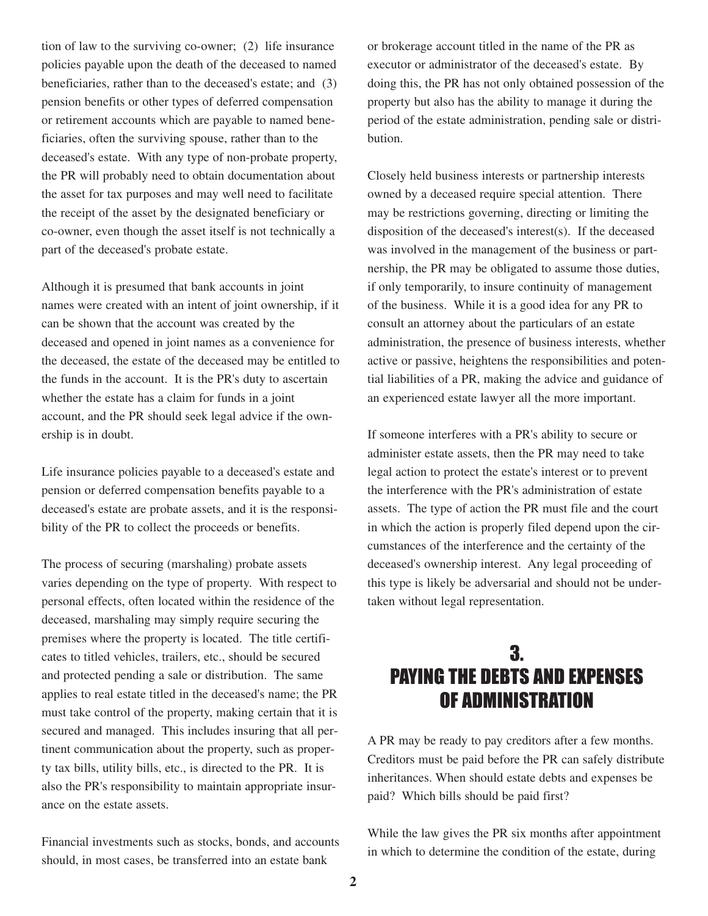tion of law to the surviving co-owner; (2) life insurance policies payable upon the death of the deceased to named beneficiaries, rather than to the deceased's estate; and (3) pension benefits or other types of deferred compensation or retirement accounts which are payable to named beneficiaries, often the surviving spouse, rather than to the deceased's estate. With any type of non-probate property, the PR will probably need to obtain documentation about the asset for tax purposes and may well need to facilitate the receipt of the asset by the designated beneficiary or co-owner, even though the asset itself is not technically a part of the deceased's probate estate.

Although it is presumed that bank accounts in joint names were created with an intent of joint ownership, if it can be shown that the account was created by the deceased and opened in joint names as a convenience for the deceased, the estate of the deceased may be entitled to the funds in the account. It is the PR's duty to ascertain whether the estate has a claim for funds in a joint account, and the PR should seek legal advice if the ownership is in doubt.

Life insurance policies payable to a deceased's estate and pension or deferred compensation benefits payable to a deceased's estate are probate assets, and it is the responsibility of the PR to collect the proceeds or benefits.

The process of securing (marshaling) probate assets varies depending on the type of property. With respect to personal effects, often located within the residence of the deceased, marshaling may simply require securing the premises where the property is located. The title certificates to titled vehicles, trailers, etc., should be secured and protected pending a sale or distribution. The same applies to real estate titled in the deceased's name; the PR must take control of the property, making certain that it is secured and managed. This includes insuring that all pertinent communication about the property, such as property tax bills, utility bills, etc., is directed to the PR. It is also the PR's responsibility to maintain appropriate insurance on the estate assets.

Financial investments such as stocks, bonds, and accounts should, in most cases, be transferred into an estate bank or brokerage account titled in the name of the PR as executor or administrator of the deceased's estate. By doing this, the PR has not only obtained possession of the property but also has the ability to manage it during the period of the estate administration, pending sale or distribution.

Closely held business interests or partnership interests owned by a deceased require special attention. There may be restrictions governing, directing or limiting the disposition of the deceased's interest(s). If the deceased was involved in the management of the business or partnership, the PR may be obligated to assume those duties, if only temporarily, to insure continuity of management of the business. While it is a good idea for any PR to consult an attorney about the particulars of an estate administration, the presence of business interests, whether active or passive, heightens the responsibilities and potential liabilities of a PR, making the advice and guidance of an experienced estate lawyer all the more important.

If someone interferes with a PR's ability to secure or administer estate assets, then the PR may need to take legal action to protect the estate's interest or to prevent the interference with the PR's administration of estate assets. The type of action the PR must file and the court in which the action is properly filed depend upon the circumstances of the interference and the certainty of the deceased's ownership interest. Any legal proceeding of this type is likely be adversarial and should not be undertaken without legal representation.

## 3. PAYING THE DEBTS AND EXPENSES OF ADMINISTRATION

A PR may be ready to pay creditors after a few months. Creditors must be paid before the PR can safely distribute inheritances. When should estate debts and expenses be paid? Which bills should be paid first?

While the law gives the PR six months after appointment in which to determine the condition of the estate, during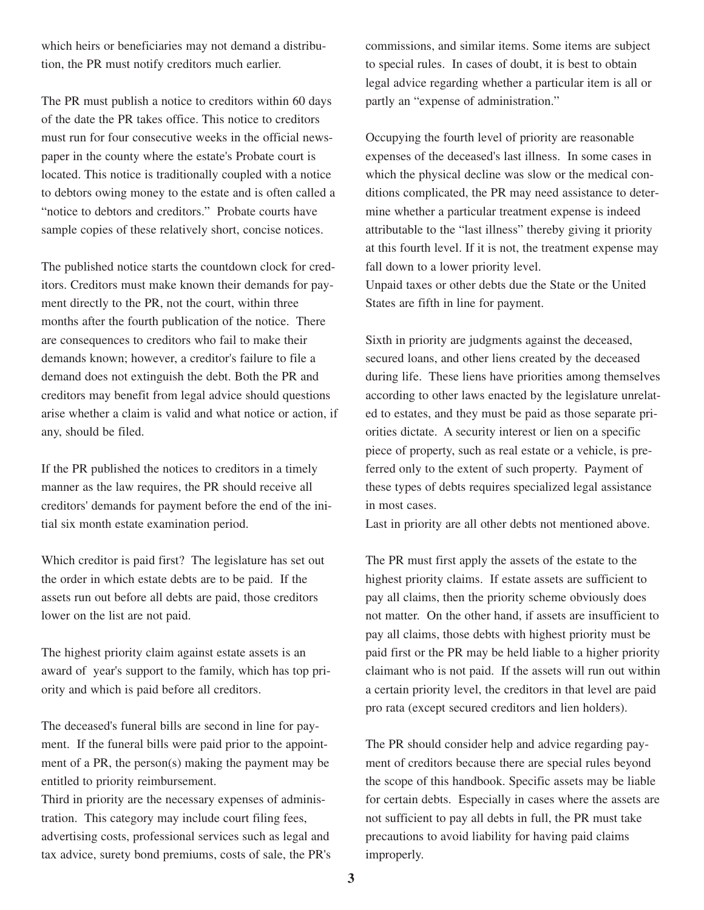which heirs or beneficiaries may not demand a distribution, the PR must notify creditors much earlier.

The PR must publish a notice to creditors within 60 days of the date the PR takes office. This notice to creditors must run for four consecutive weeks in the official newspaper in the county where the estate's Probate court is located. This notice is traditionally coupled with a notice to debtors owing money to the estate and is often called a "notice to debtors and creditors." Probate courts have sample copies of these relatively short, concise notices.

The published notice starts the countdown clock for creditors. Creditors must make known their demands for payment directly to the PR, not the court, within three months after the fourth publication of the notice. There are consequences to creditors who fail to make their demands known; however, a creditor's failure to file a demand does not extinguish the debt. Both the PR and creditors may benefit from legal advice should questions arise whether a claim is valid and what notice or action, if any, should be filed.

If the PR published the notices to creditors in a timely manner as the law requires, the PR should receive all creditors' demands for payment before the end of the initial six month estate examination period.

Which creditor is paid first? The legislature has set out the order in which estate debts are to be paid. If the assets run out before all debts are paid, those creditors lower on the list are not paid.

The highest priority claim against estate assets is an award of year's support to the family, which has top priority and which is paid before all creditors.

The deceased's funeral bills are second in line for payment. If the funeral bills were paid prior to the appointment of a PR, the person(s) making the payment may be entitled to priority reimbursement.

Third in priority are the necessary expenses of administration. This category may include court filing fees, advertising costs, professional services such as legal and tax advice, surety bond premiums, costs of sale, the PR's commissions, and similar items. Some items are subject to special rules. In cases of doubt, it is best to obtain legal advice regarding whether a particular item is all or partly an "expense of administration."

Occupying the fourth level of priority are reasonable expenses of the deceased's last illness. In some cases in which the physical decline was slow or the medical conditions complicated, the PR may need assistance to determine whether a particular treatment expense is indeed attributable to the "last illness" thereby giving it priority at this fourth level. If it is not, the treatment expense may fall down to a lower priority level.

Unpaid taxes or other debts due the State or the United States are fifth in line for payment.

Sixth in priority are judgments against the deceased, secured loans, and other liens created by the deceased during life. These liens have priorities among themselves according to other laws enacted by the legislature unrelated to estates, and they must be paid as those separate priorities dictate. A security interest or lien on a specific piece of property, such as real estate or a vehicle, is preferred only to the extent of such property. Payment of these types of debts requires specialized legal assistance in most cases.

Last in priority are all other debts not mentioned above.

The PR must first apply the assets of the estate to the highest priority claims. If estate assets are sufficient to pay all claims, then the priority scheme obviously does not matter. On the other hand, if assets are insufficient to pay all claims, those debts with highest priority must be paid first or the PR may be held liable to a higher priority claimant who is not paid. If the assets will run out within a certain priority level, the creditors in that level are paid pro rata (except secured creditors and lien holders).

The PR should consider help and advice regarding payment of creditors because there are special rules beyond the scope of this handbook. Specific assets may be liable for certain debts. Especially in cases where the assets are not sufficient to pay all debts in full, the PR must take precautions to avoid liability for having paid claims improperly.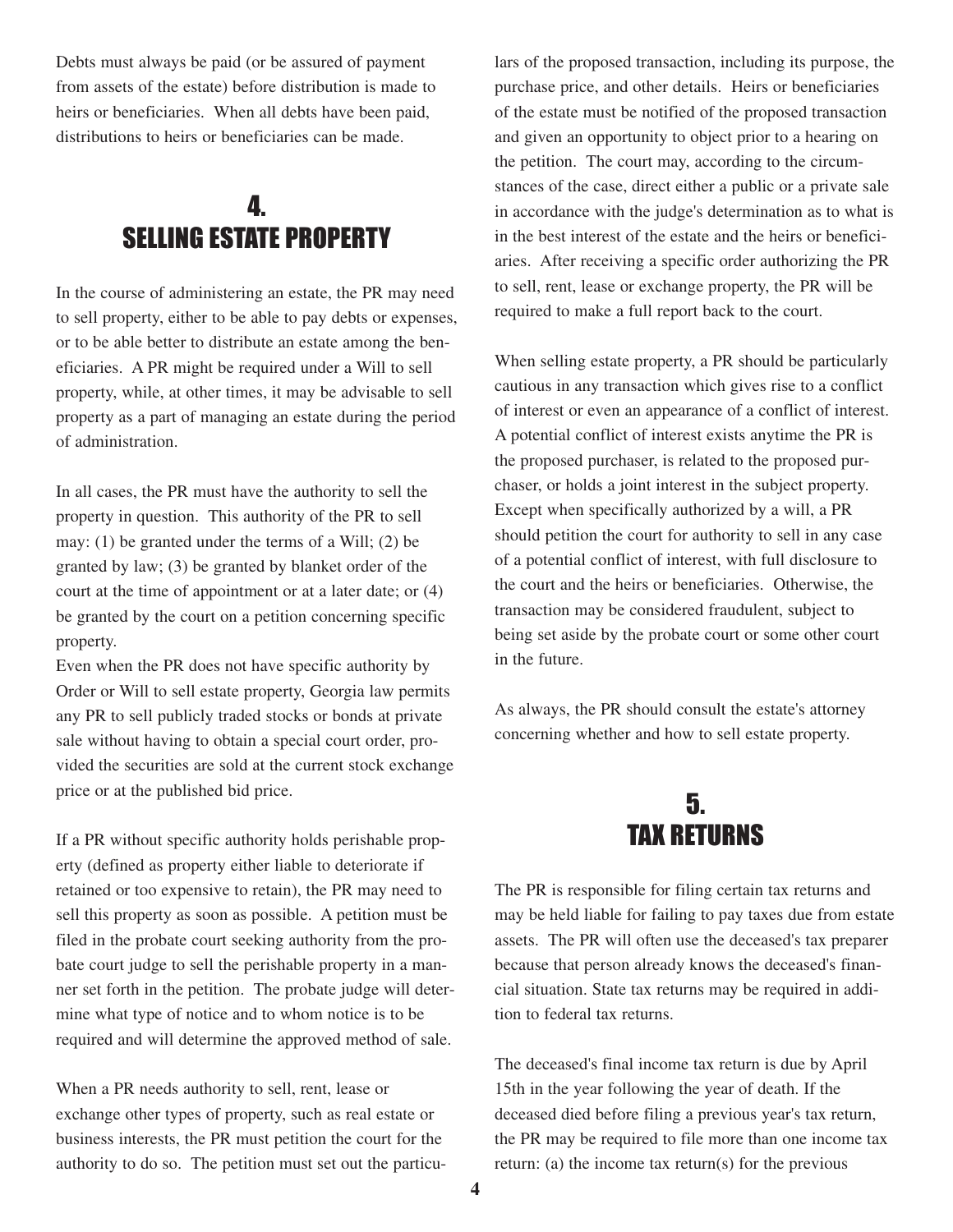Debts must always be paid (or be assured of payment from assets of the estate) before distribution is made to heirs or beneficiaries. When all debts have been paid, distributions to heirs or beneficiaries can be made.

## 4. SELLING ESTATE PROPERTY

In the course of administering an estate, the PR may need to sell property, either to be able to pay debts or expenses, or to be able better to distribute an estate among the beneficiaries. A PR might be required under a Will to sell property, while, at other times, it may be advisable to sell property as a part of managing an estate during the period of administration.

In all cases, the PR must have the authority to sell the property in question. This authority of the PR to sell may: (1) be granted under the terms of a Will; (2) be granted by law; (3) be granted by blanket order of the court at the time of appointment or at a later date; or (4) be granted by the court on a petition concerning specific property.

Even when the PR does not have specific authority by Order or Will to sell estate property, Georgia law permits any PR to sell publicly traded stocks or bonds at private sale without having to obtain a special court order, provided the securities are sold at the current stock exchange price or at the published bid price.

If a PR without specific authority holds perishable property (defined as property either liable to deteriorate if retained or too expensive to retain), the PR may need to sell this property as soon as possible. A petition must be filed in the probate court seeking authority from the probate court judge to sell the perishable property in a manner set forth in the petition. The probate judge will determine what type of notice and to whom notice is to be required and will determine the approved method of sale.

When a PR needs authority to sell, rent, lease or exchange other types of property, such as real estate or business interests, the PR must petition the court for the authority to do so. The petition must set out the particulars of the proposed transaction, including its purpose, the purchase price, and other details. Heirs or beneficiaries of the estate must be notified of the proposed transaction and given an opportunity to object prior to a hearing on the petition. The court may, according to the circumstances of the case, direct either a public or a private sale in accordance with the judge's determination as to what is in the best interest of the estate and the heirs or beneficiaries. After receiving a specific order authorizing the PR to sell, rent, lease or exchange property, the PR will be required to make a full report back to the court.

When selling estate property, a PR should be particularly cautious in any transaction which gives rise to a conflict of interest or even an appearance of a conflict of interest. A potential conflict of interest exists anytime the PR is the proposed purchaser, is related to the proposed purchaser, or holds a joint interest in the subject property. Except when specifically authorized by a will, a PR should petition the court for authority to sell in any case of a potential conflict of interest, with full disclosure to the court and the heirs or beneficiaries. Otherwise, the transaction may be considered fraudulent, subject to being set aside by the probate court or some other court in the future.

As always, the PR should consult the estate's attorney concerning whether and how to sell estate property.

## 5. TAX RETURNS

The PR is responsible for filing certain tax returns and may be held liable for failing to pay taxes due from estate assets. The PR will often use the deceased's tax preparer because that person already knows the deceased's financial situation. State tax returns may be required in addition to federal tax returns.

The deceased's final income tax return is due by April 15th in the year following the year of death. If the deceased died before filing a previous year's tax return, the PR may be required to file more than one income tax return: (a) the income tax return(s) for the previous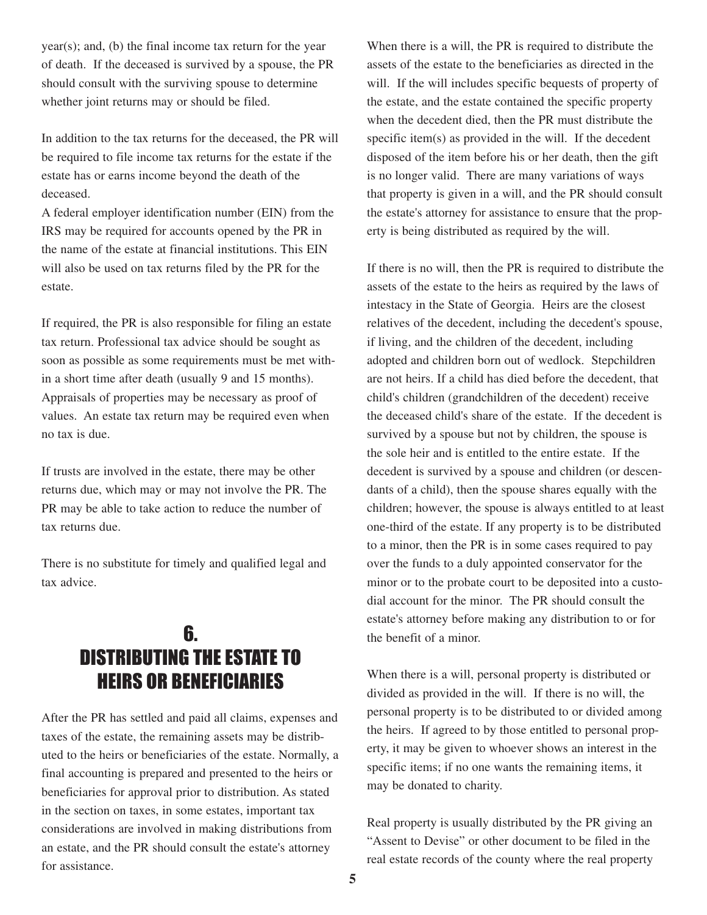year(s); and, (b) the final income tax return for the year of death. If the deceased is survived by a spouse, the PR should consult with the surviving spouse to determine whether joint returns may or should be filed.

In addition to the tax returns for the deceased, the PR will be required to file income tax returns for the estate if the estate has or earns income beyond the death of the deceased.

A federal employer identification number (EIN) from the IRS may be required for accounts opened by the PR in the name of the estate at financial institutions. This EIN will also be used on tax returns filed by the PR for the estate.

If required, the PR is also responsible for filing an estate tax return. Professional tax advice should be sought as soon as possible as some requirements must be met within a short time after death (usually 9 and 15 months). Appraisals of properties may be necessary as proof of values. An estate tax return may be required even when no tax is due.

If trusts are involved in the estate, there may be other returns due, which may or may not involve the PR. The PR may be able to take action to reduce the number of tax returns due.

There is no substitute for timely and qualified legal and tax advice.

# 6. DISTRIBUTING THE ESTATE TO HEIRS OR BENEFICIARIES

After the PR has settled and paid all claims, expenses and taxes of the estate, the remaining assets may be distributed to the heirs or beneficiaries of the estate. Normally, a final accounting is prepared and presented to the heirs or beneficiaries for approval prior to distribution. As stated in the section on taxes, in some estates, important tax considerations are involved in making distributions from an estate, and the PR should consult the estate's attorney for assistance.

When there is a will, the PR is required to distribute the assets of the estate to the beneficiaries as directed in the will. If the will includes specific bequests of property of the estate, and the estate contained the specific property when the decedent died, then the PR must distribute the specific item(s) as provided in the will. If the decedent disposed of the item before his or her death, then the gift is no longer valid. There are many variations of ways that property is given in a will, and the PR should consult the estate's attorney for assistance to ensure that the property is being distributed as required by the will.

If there is no will, then the PR is required to distribute the assets of the estate to the heirs as required by the laws of intestacy in the State of Georgia. Heirs are the closest relatives of the decedent, including the decedent's spouse, if living, and the children of the decedent, including adopted and children born out of wedlock. Stepchildren are not heirs. If a child has died before the decedent, that child's children (grandchildren of the decedent) receive the deceased child's share of the estate. If the decedent is survived by a spouse but not by children, the spouse is the sole heir and is entitled to the entire estate. If the decedent is survived by a spouse and children (or descendants of a child), then the spouse shares equally with the children; however, the spouse is always entitled to at least one-third of the estate. If any property is to be distributed to a minor, then the PR is in some cases required to pay over the funds to a duly appointed conservator for the minor or to the probate court to be deposited into a custodial account for the minor. The PR should consult the estate's attorney before making any distribution to or for the benefit of a minor.

When there is a will, personal property is distributed or divided as provided in the will. If there is no will, the personal property is to be distributed to or divided among the heirs. If agreed to by those entitled to personal property, it may be given to whoever shows an interest in the specific items; if no one wants the remaining items, it may be donated to charity.

Real property is usually distributed by the PR giving an "Assent to Devise" or other document to be filed in the real estate records of the county where the real property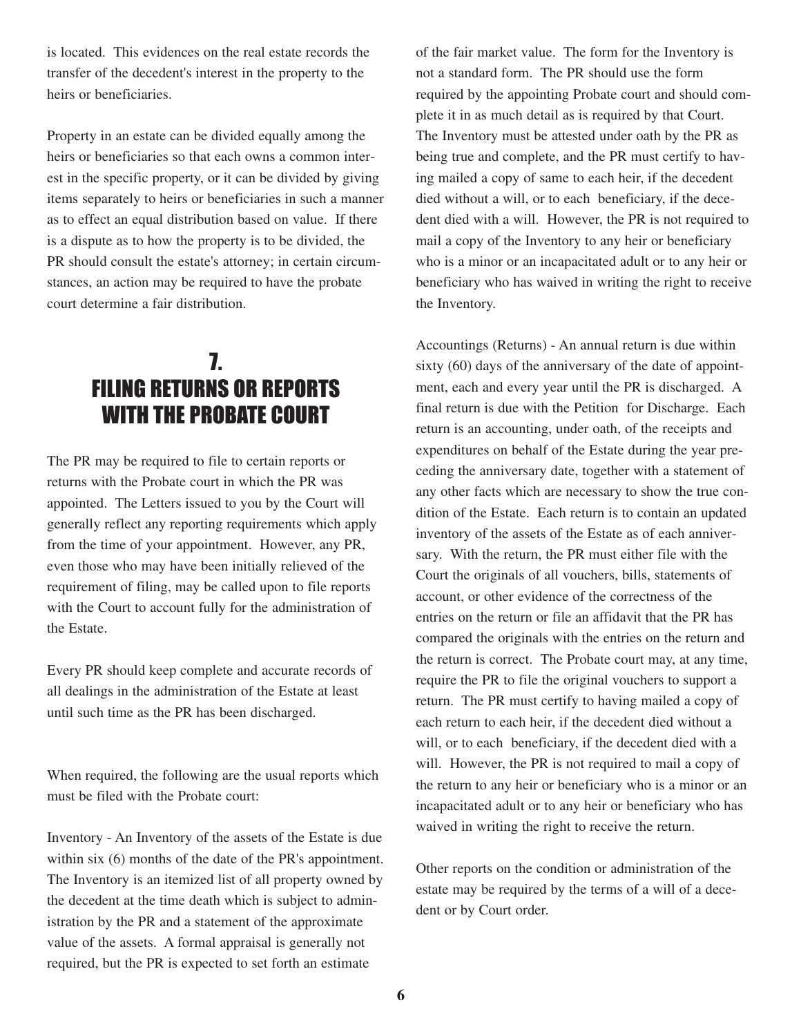is located. This evidences on the real estate records the transfer of the decedent's interest in the property to the heirs or beneficiaries.

Property in an estate can be divided equally among the heirs or beneficiaries so that each owns a common interest in the specific property, or it can be divided by giving items separately to heirs or beneficiaries in such a manner as to effect an equal distribution based on value. If there is a dispute as to how the property is to be divided, the PR should consult the estate's attorney; in certain circumstances, an action may be required to have the probate court determine a fair distribution.

## 7. FILING RETURNS OR REPORTS WITH THE PROBATE COURT

The PR may be required to file to certain reports or returns with the Probate court in which the PR was appointed. The Letters issued to you by the Court will generally reflect any reporting requirements which apply from the time of your appointment. However, any PR, even those who may have been initially relieved of the requirement of filing, may be called upon to file reports with the Court to account fully for the administration of the Estate.

Every PR should keep complete and accurate records of all dealings in the administration of the Estate at least until such time as the PR has been discharged.

When required, the following are the usual reports which must be filed with the Probate court:

Inventory - An Inventory of the assets of the Estate is due within six (6) months of the date of the PR's appointment. The Inventory is an itemized list of all property owned by the decedent at the time death which is subject to administration by the PR and a statement of the approximate value of the assets. A formal appraisal is generally not required, but the PR is expected to set forth an estimate of the fair market value. The form for the Inventory is not a standard form. The PR should use the form required by the appointing Probate court and should complete it in as much detail as is required by that Court. The Inventory must be attested under oath by the PR as being true and complete, and the PR must certify to having mailed a copy of same to each heir, if the decedent died without a will, or to each beneficiary, if the decedent died with a will. However, the PR is not required to mail a copy of the Inventory to any heir or beneficiary who is a minor or an incapacitated adult or to any heir or beneficiary who has waived in writing the right to receive the Inventory.

Accountings (Returns) - An annual return is due within sixty (60) days of the anniversary of the date of appointment, each and every year until the PR is discharged. A final return is due with the Petition for Discharge. Each return is an accounting, under oath, of the receipts and expenditures on behalf of the Estate during the year preceding the anniversary date, together with a statement of any other facts which are necessary to show the true condition of the Estate. Each return is to contain an updated inventory of the assets of the Estate as of each anniversary. With the return, the PR must either file with the Court the originals of all vouchers, bills, statements of account, or other evidence of the correctness of the entries on the return or file an affidavit that the PR has compared the originals with the entries on the return and the return is correct. The Probate court may, at any time, require the PR to file the original vouchers to support a return. The PR must certify to having mailed a copy of each return to each heir, if the decedent died without a will, or to each beneficiary, if the decedent died with a will. However, the PR is not required to mail a copy of the return to any heir or beneficiary who is a minor or an incapacitated adult or to any heir or beneficiary who has waived in writing the right to receive the return.

Other reports on the condition or administration of the estate may be required by the terms of a will of a decedent or by Court order.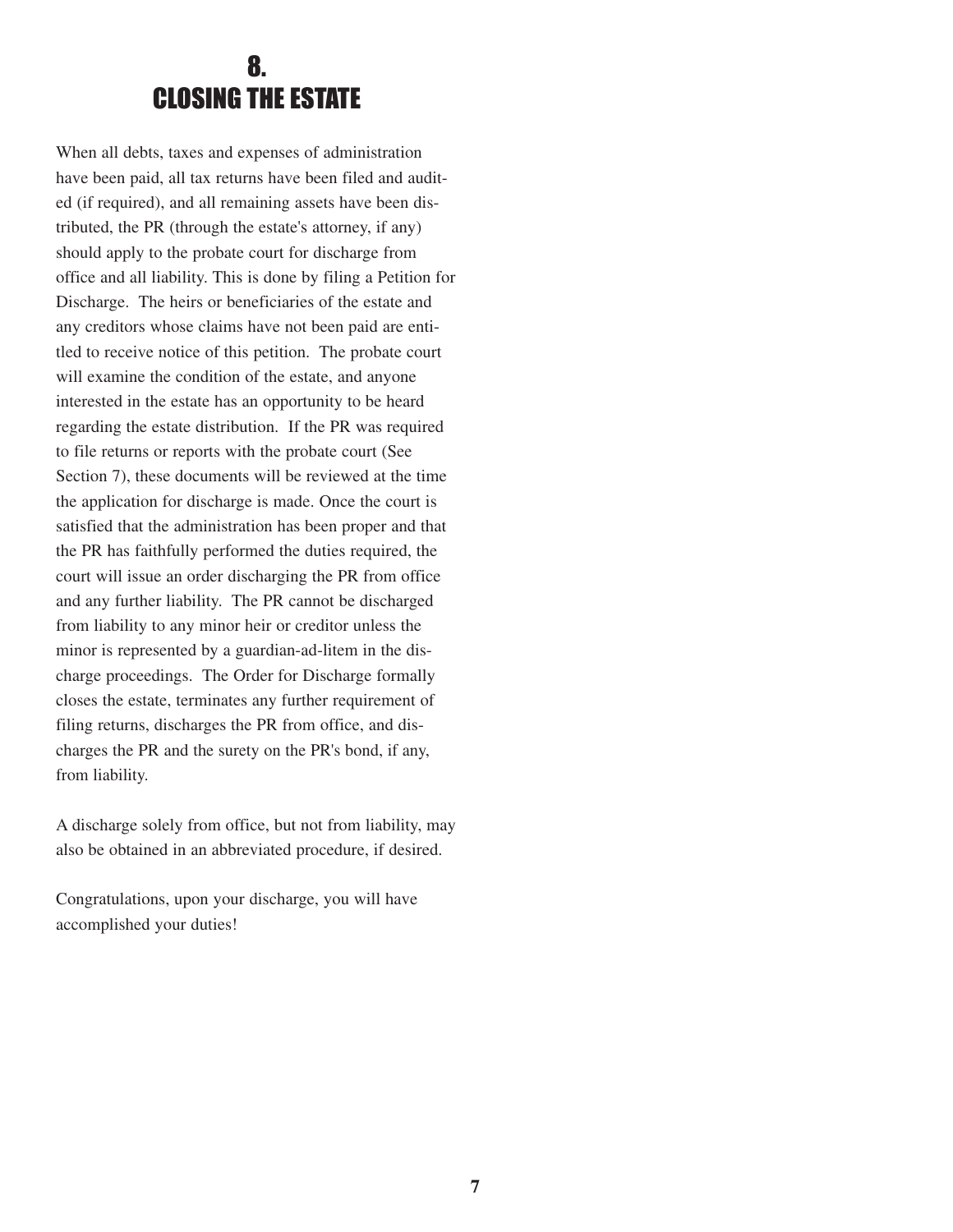# 8. CLOSING THE ESTATE

When all debts, taxes and expenses of administration have been paid, all tax returns have been filed and audited (if required), and all remaining assets have been distributed, the PR (through the estate's attorney, if any) should apply to the probate court for discharge from office and all liability. This is done by filing a Petition for Discharge. The heirs or beneficiaries of the estate and any creditors whose claims have not been paid are entitled to receive notice of this petition. The probate court will examine the condition of the estate, and anyone interested in the estate has an opportunity to be heard regarding the estate distribution. If the PR was required to file returns or reports with the probate court (See Section 7), these documents will be reviewed at the time the application for discharge is made. Once the court is satisfied that the administration has been proper and that the PR has faithfully performed the duties required, the court will issue an order discharging the PR from office and any further liability. The PR cannot be discharged from liability to any minor heir or creditor unless the minor is represented by a guardian-ad-litem in the discharge proceedings. The Order for Discharge formally closes the estate, terminates any further requirement of filing returns, discharges the PR from office, and discharges the PR and the surety on the PR's bond, if any, from liability.

A discharge solely from office, but not from liability, may also be obtained in an abbreviated procedure, if desired.

Congratulations, upon your discharge, you will have accomplished your duties!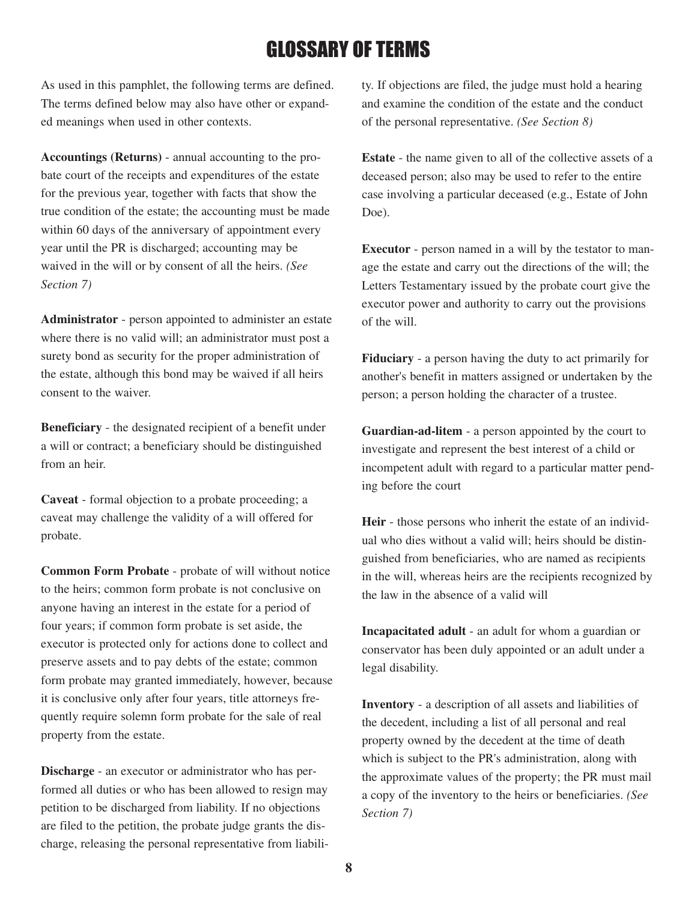# GLOSSARY OF TERMS

As used in this pamphlet, the following terms are defined. The terms defined below may also have other or expanded meanings when used in other contexts.

**Accountings (Returns)** - annual accounting to the probate court of the receipts and expenditures of the estate for the previous year, together with facts that show the true condition of the estate; the accounting must be made within 60 days of the anniversary of appointment every year until the PR is discharged; accounting may be waived in the will or by consent of all the heirs. *(See Section 7)*

**Administrator** - person appointed to administer an estate where there is no valid will; an administrator must post a surety bond as security for the proper administration of the estate, although this bond may be waived if all heirs consent to the waiver.

**Beneficiary** - the designated recipient of a benefit under a will or contract; a beneficiary should be distinguished from an heir.

**Caveat** - formal objection to a probate proceeding; a caveat may challenge the validity of a will offered for probate.

**Common Form Probate** - probate of will without notice to the heirs; common form probate is not conclusive on anyone having an interest in the estate for a period of four years; if common form probate is set aside, the executor is protected only for actions done to collect and preserve assets and to pay debts of the estate; common form probate may granted immediately, however, because it is conclusive only after four years, title attorneys frequently require solemn form probate for the sale of real property from the estate.

**Discharge** - an executor or administrator who has performed all duties or who has been allowed to resign may petition to be discharged from liability. If no objections are filed to the petition, the probate judge grants the discharge, releasing the personal representative from liability. If objections are filed, the judge must hold a hearing and examine the condition of the estate and the conduct of the personal representative. *(See Section 8)*

**Estate** - the name given to all of the collective assets of a deceased person; also may be used to refer to the entire case involving a particular deceased (e.g., Estate of John Doe).

**Executor** - person named in a will by the testator to manage the estate and carry out the directions of the will; the Letters Testamentary issued by the probate court give the executor power and authority to carry out the provisions of the will.

**Fiduciary** - a person having the duty to act primarily for another's benefit in matters assigned or undertaken by the person; a person holding the character of a trustee.

**Guardian-ad-litem** - a person appointed by the court to investigate and represent the best interest of a child or incompetent adult with regard to a particular matter pending before the court

**Heir** - those persons who inherit the estate of an individual who dies without a valid will; heirs should be distinguished from beneficiaries, who are named as recipients in the will, whereas heirs are the recipients recognized by the law in the absence of a valid will

**Incapacitated adult** - an adult for whom a guardian or conservator has been duly appointed or an adult under a legal disability.

**Inventory** - a description of all assets and liabilities of the decedent, including a list of all personal and real property owned by the decedent at the time of death which is subject to the PR's administration, along with the approximate values of the property; the PR must mail a copy of the inventory to the heirs or beneficiaries. *(See Section 7)*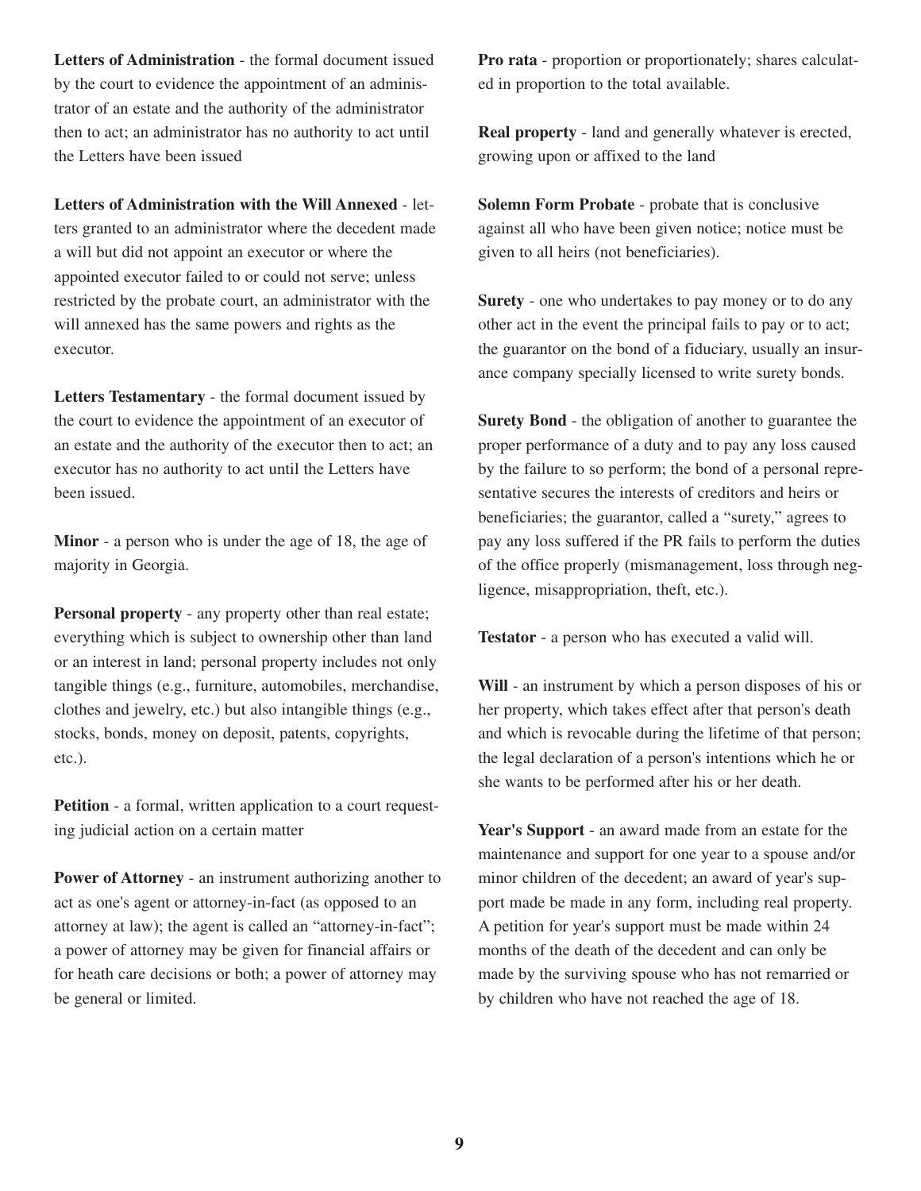**Letters of Administration** - the formal document issued by the court to evidence the appointment of an administrator of an estate and the authority of the administrator then to act; an administrator has no authority to act until the Letters have been issued

**Letters of Administration with the Will Annexed** - letters granted to an administrator where the decedent made a will but did not appoint an executor or where the appointed executor failed to or could not serve; unless restricted by the probate court, an administrator with the will annexed has the same powers and rights as the executor.

**Letters Testamentary** - the formal document issued by the court to evidence the appointment of an executor of an estate and the authority of the executor then to act; an executor has no authority to act until the Letters have been issued.

**Minor** - a person who is under the age of 18, the age of majority in Georgia.

**Personal property** - any property other than real estate; everything which is subject to ownership other than land or an interest in land; personal property includes not only tangible things (e.g., furniture, automobiles, merchandise, clothes and jewelry, etc.) but also intangible things (e.g., stocks, bonds, money on deposit, patents, copyrights, etc.).

**Petition** - a formal, written application to a court requesting judicial action on a certain matter

**Power of Attorney** - an instrument authorizing another to act as one's agent or attorney-in-fact (as opposed to an attorney at law); the agent is called an "attorney-in-fact"; a power of attorney may be given for financial affairs or for heath care decisions or both; a power of attorney may be general or limited.

**Pro rata** - proportion or proportionately; shares calculated in proportion to the total available.

**Real property** - land and generally whatever is erected, growing upon or affixed to the land

**Solemn Form Probate** - probate that is conclusive against all who have been given notice; notice must be given to all heirs (not beneficiaries).

**Surety** - one who undertakes to pay money or to do any other act in the event the principal fails to pay or to act; the guarantor on the bond of a fiduciary, usually an insurance company specially licensed to write surety bonds.

**Surety Bond** - the obligation of another to guarantee the proper performance of a duty and to pay any loss caused by the failure to so perform; the bond of a personal representative secures the interests of creditors and heirs or beneficiaries; the guarantor, called a "surety," agrees to pay any loss suffered if the PR fails to perform the duties of the office properly (mismanagement, loss through negligence, misappropriation, theft, etc.).

**Testator** - a person who has executed a valid will.

**Will** - an instrument by which a person disposes of his or her property, which takes effect after that person's death and which is revocable during the lifetime of that person; the legal declaration of a person's intentions which he or she wants to be performed after his or her death.

**Year's Support** - an award made from an estate for the maintenance and support for one year to a spouse and/or minor children of the decedent; an award of year's support made be made in any form, including real property. A petition for year's support must be made within 24 months of the death of the decedent and can only be made by the surviving spouse who has not remarried or by children who have not reached the age of 18.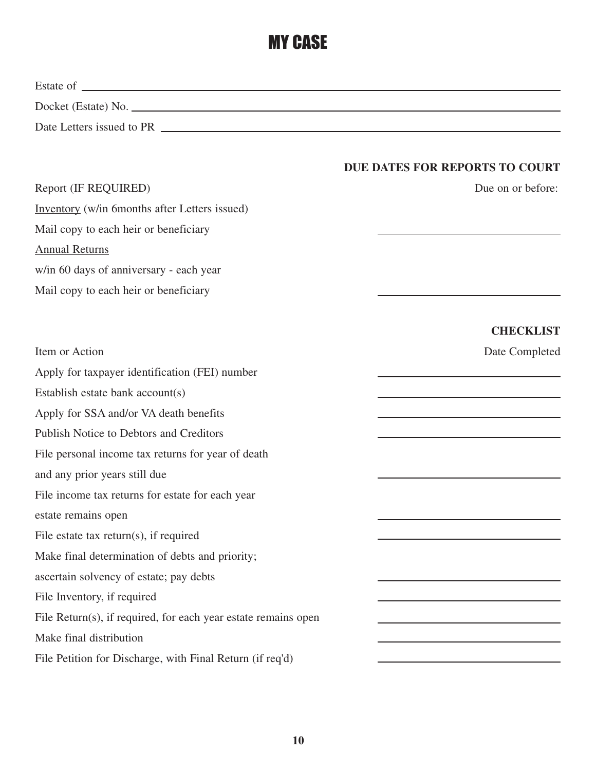# MY CASE

Estate of ______________________________

Docket (Estate) No. ______________________________

Date Letters issued to PR ______________________________

## DUE DATES FOR REPORTS TO COURT

| Report (IF REQUIRED) | Due on or before: |
| --- | --- |
| Inventory (w/in 6months after Letters issued) | |
| Mail copy to each heir or beneficiary | ____________ |
| Annual Returns | |
| w/in 60 days of anniversary - each year | |
| Mail copy to each heir or beneficiary | ____________ |

## CHECKLIST

| Item or Action | Date Completed |
| --- | --- |
| Apply for taxpayer identification (FEI) number | ____________ |
| Establish estate bank account(s) | ____________ |
| Apply for SSA and/or VA death benefits | ____________ |
| Publish Notice to Debtors and Creditors | ____________ |
| File personal income tax returns for year of death and any prior years still due | ____________ |
| File income tax returns for estate for each year estate remains open | ____________ |
| File estate tax return(s), if required | ____________ |
| Make final determination of debts and priority; ascertain solvency of estate; pay debts | ____________ |
| File Inventory, if required | ____________ |
| File Return(s), if required, for each year estate remains open | ____________ |
| Make final distribution | ____________ |
| File Petition for Discharge, with Final Return (if req'd) | ____________ |